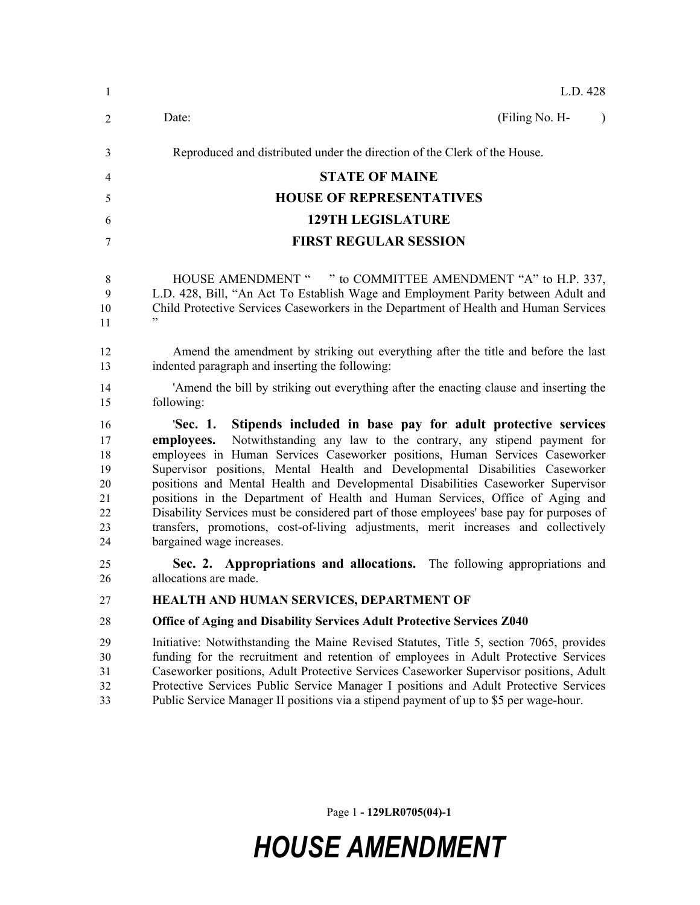L.D. 428

Date: (Filing No. H- )

Reproduced and distributed under the direction of the Clerk of the House.

**STATE OF MAINE**

**HOUSE OF REPRESENTATIVES**

**129TH LEGISLATURE**

**FIRST REGULAR SESSION**

HOUSE AMENDMENT " " to COMMITTEE AMENDMENT "A" to H.P. 337, L.D. 428, Bill, "An Act To Establish Wage and Employment Parity between Adult and Child Protective Services Caseworkers in the Department of Health and Human Services "

Amend the amendment by striking out everything after the title and before the last indented paragraph and inserting the following:

'Amend the bill by striking out everything after the enacting clause and inserting the following:

'**Sec. 1. Stipends included in base pay for adult protective services employees.** Notwithstanding any law to the contrary, any stipend payment for employees in Human Services Caseworker positions, Human Services Caseworker Supervisor positions, Mental Health and Developmental Disabilities Caseworker positions and Mental Health and Developmental Disabilities Caseworker Supervisor positions in the Department of Health and Human Services, Office of Aging and Disability Services must be considered part of those employees' base pay for purposes of transfers, promotions, cost-of-living adjustments, merit increases and collectively bargained wage increases.

**Sec. 2. Appropriations and allocations.** The following appropriations and allocations are made.

**HEALTH AND HUMAN SERVICES, DEPARTMENT OF**

**Office of Aging and Disability Services Adult Protective Services Z040**

Initiative: Notwithstanding the Maine Revised Statutes, Title 5, section 7065, provides funding for the recruitment and retention of employees in Adult Protective Services Caseworker positions, Adult Protective Services Caseworker Supervisor positions, Adult Protective Services Public Service Manager I positions and Adult Protective Services Public Service Manager II positions via a stipend payment of up to $5 per wage-hour.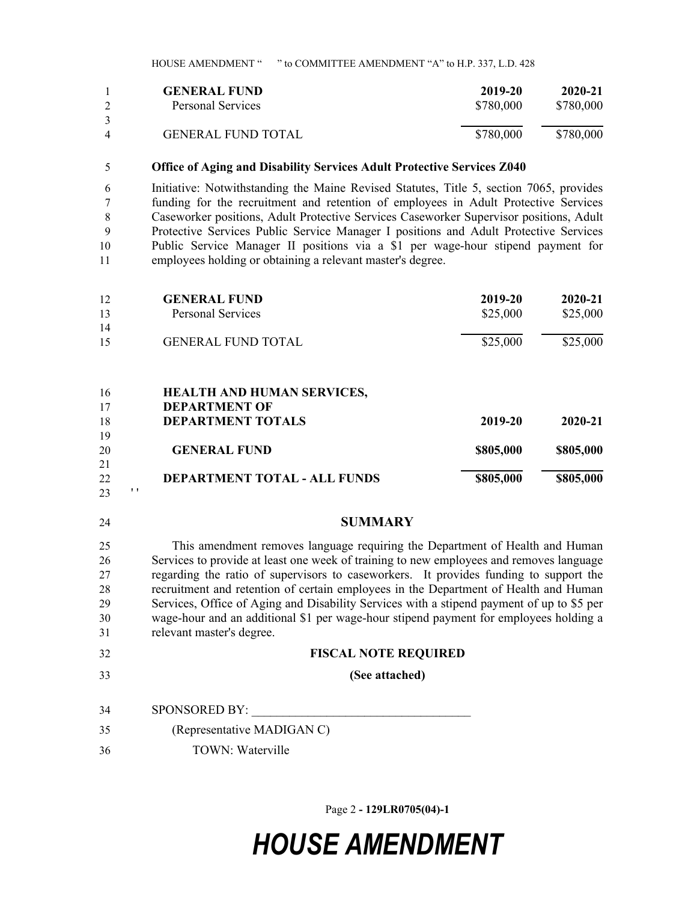| GENERAL FUND | 2019-20 | 2020-21 |
|---|---|---|
| Personal Services | $780,000 | $780,000 |
| GENERAL FUND TOTAL | $780,000 | $780,000 |

**Office of Aging and Disability Services Adult Protective Services Z040**

Initiative: Notwithstanding the Maine Revised Statutes, Title 5, section 7065, provides funding for the recruitment and retention of employees in Adult Protective Services Caseworker positions, Adult Protective Services Caseworker Supervisor positions, Adult Protective Services Public Service Manager I positions and Adult Protective Services Public Service Manager II positions via a $1 per wage-hour stipend payment for employees holding or obtaining a relevant master's degree.

| GENERAL FUND | 2019-20 | 2020-21 |
|---|---|---|
| Personal Services | $25,000 | $25,000 |
| GENERAL FUND TOTAL | $25,000 | $25,000 |

| HEALTH AND HUMAN SERVICES, DEPARTMENT OF DEPARTMENT TOTALS | 2019-20 | 2020-21 |
|---|---|---|
| **GENERAL FUND** | **$805,000** | **$805,000** |
| **DEPARTMENT TOTAL - ALL FUNDS** | **$805,000** | **$805,000** |

' '

## SUMMARY

This amendment removes language requiring the Department of Health and Human Services to provide at least one week of training to new employees and removes language regarding the ratio of supervisors to caseworkers. It provides funding to support the recruitment and retention of certain employees in the Department of Health and Human Services, Office of Aging and Disability Services with a stipend payment of up to $5 per wage-hour and an additional $1 per wage-hour stipend payment for employees holding a relevant master's degree.

**FISCAL NOTE REQUIRED**

**(See attached)**

SPONSORED BY: ___________________________________

(Representative MADIGAN C)

TOWN: Waterville